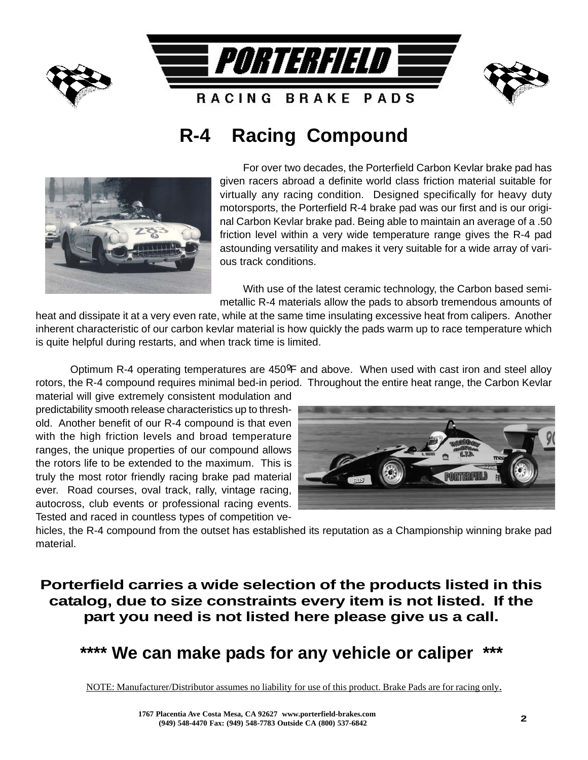# PORTERFIELD

RACING BRAKE PADS

## R-4 Racing Compound

For over two decades, the Porterfield Carbon Kevlar brake pad has given racers abroad a definite world class friction material suitable for virtually any racing condition. Designed specifically for heavy duty motorsports, the Porterfield R-4 brake pad was our first and is our original Carbon Kevlar brake pad. Being able to maintain an average of a .50 friction level within a very wide temperature range gives the R-4 pad astounding versatility and makes it very suitable for a wide array of various track conditions.

With use of the latest ceramic technology, the Carbon based semi-metallic R-4 materials allow the pads to absorb tremendous amounts of heat and dissipate it at a very even rate, while at the same time insulating excessive heat from calipers. Another inherent characteristic of our carbon kevlar material is how quickly the pads warm up to race temperature which is quite helpful during restarts, and when track time is limited.

Optimum R-4 operating temperatures are 450ºF and above. When used with cast iron and steel alloy rotors, the R-4 compound requires minimal bed-in period. Throughout the entire heat range, the Carbon Kevlar material will give extremely consistent modulation and predictability smooth release characteristics up to threshold. Another benefit of our R-4 compound is that even with the high friction levels and broad temperature ranges, the unique properties of our compound allows the rotors life to be extended to the maximum. This is truly the most rotor friendly racing brake pad material ever. Road courses, oval track, rally, vintage racing, autocross, club events or professional racing events. Tested and raced in countless types of competition vehicles, the R-4 compound from the outset has established its reputation as a Championship winning brake pad material.

**Porterfield carries a wide selection of the products listed in this catalog, due to size constraints every item is not listed. If the part you need is not listed here please give us a call.**

## **** We can make pads for any vehicle or caliper ***

NOTE: Manufacturer/Distributor assumes no liability for use of this product. Brake Pads are for racing only.

**1767 Placentia Ave Costa Mesa, CA 92627 www.porterfield-brakes.com**
**(949) 548-4470 Fax: (949) 548-7783 Outside CA (800) 537-6842**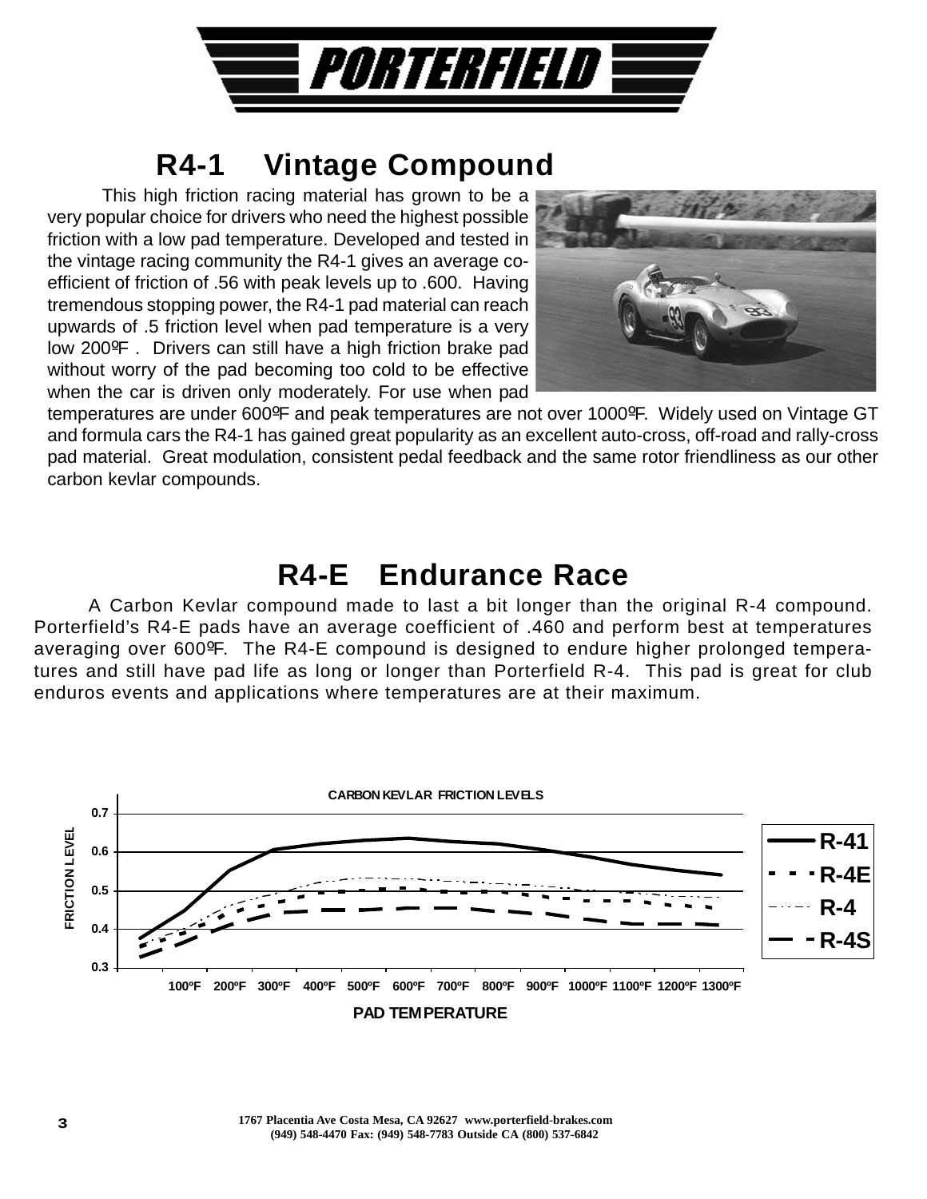# PORTERFIELD

## R4-1 Vintage Compound

This high friction racing material has grown to be a very popular choice for drivers who need the highest possible friction with a low pad temperature. Developed and tested in the vintage racing community the R4-1 gives an average coefficient of friction of .56 with peak levels up to .600. Having tremendous stopping power, the R4-1 pad material can reach upwards of .5 friction level when pad temperature is a very low 200ºF . Drivers can still have a high friction brake pad without worry of the pad becoming too cold to be effective when the car is driven only moderately. For use when pad temperatures are under 600ºF and peak temperatures are not over 1000ºF. Widely used on Vintage GT and formula cars the R4-1 has gained great popularity as an excellent auto-cross, off-road and rally-cross pad material. Great modulation, consistent pedal feedback and the same rotor friendliness as our other carbon kevlar compounds.

## R4-E Endurance Race

A Carbon Kevlar compound made to last a bit longer than the original R-4 compound. Porterfield's R4-E pads have an average coefficient of .460 and perform best at temperatures averaging over 600ºF. The R4-E compound is designed to endure higher prolonged temperatures and still have pad life as long or longer than Porterfield R-4. This pad is great for club enduros events and applications where temperatures are at their maximum.

**CARBON KEVLAR FRICTION LEVELS**

FRICTION LEVEL (0.3–0.7) vs. PAD TEMPERATURE (100ºF–1300ºF)

Legend: R-41, R-4E, R-4, R-4S

1767 Placentia Ave Costa Mesa, CA 92627 www.porterfield-brakes.com
(949) 548-4470 Fax: (949) 548-7783 Outside CA (800) 537-6842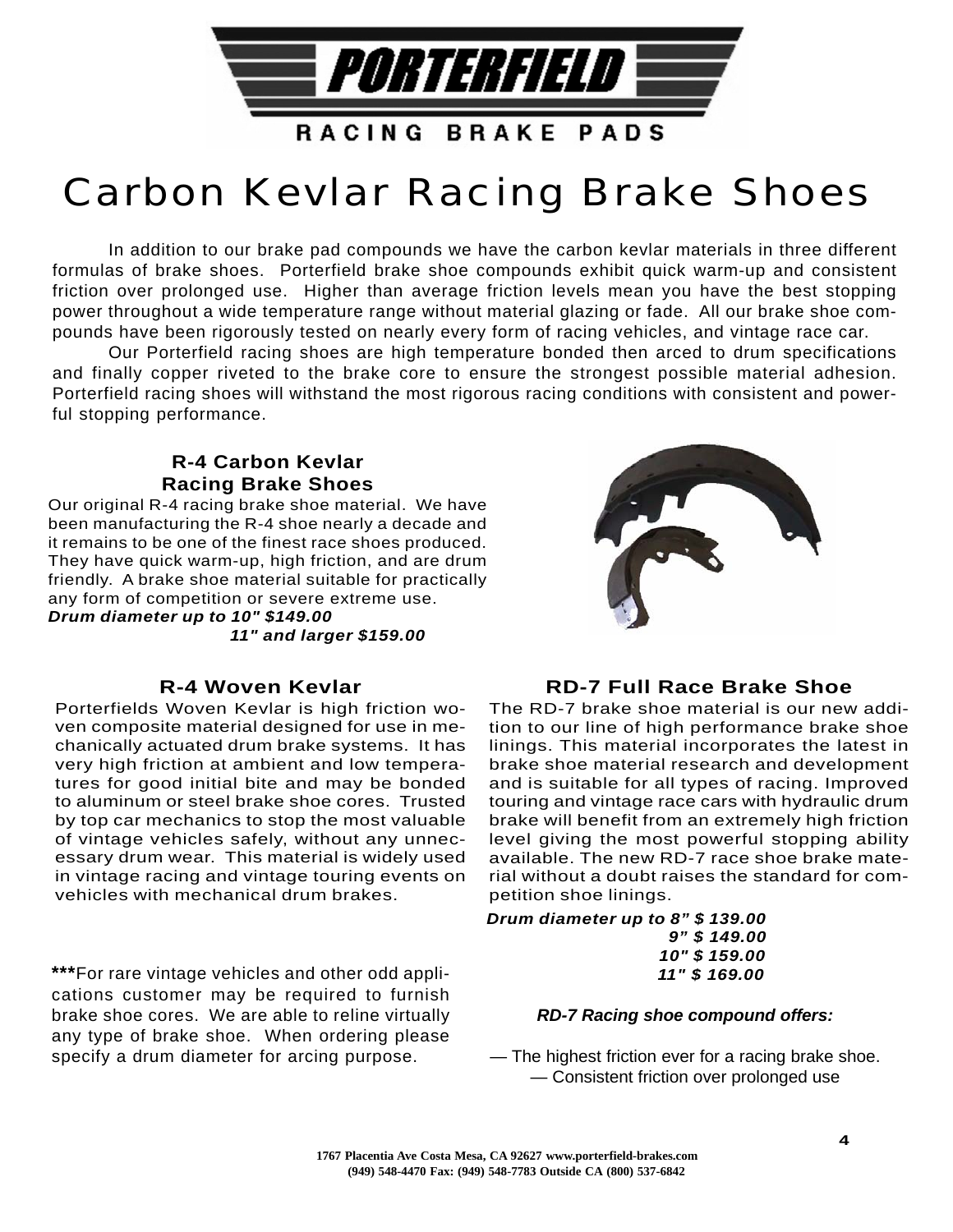# Carbon Kevlar Racing Brake Shoes

In addition to our brake pad compounds we have the carbon kevlar materials in three different formulas of brake shoes. Porterfield brake shoe compounds exhibit quick warm-up and consistent friction over prolonged use. Higher than average friction levels mean you have the best stopping power throughout a wide temperature range without material glazing or fade. All our brake shoe compounds have been rigorously tested on nearly every form of racing vehicles, and vintage race car.

Our Porterfield racing shoes are high temperature bonded then arced to drum specifications and finally copper riveted to the brake core to ensure the strongest possible material adhesion. Porterfield racing shoes will withstand the most rigorous racing conditions with consistent and powerful stopping performance.

## R-4 Carbon Kevlar Racing Brake Shoes

Our original R-4 racing brake shoe material. We have been manufacturing the R-4 shoe nearly a decade and it remains to be one of the finest race shoes produced. They have quick warm-up, high friction, and are drum friendly. A brake shoe material suitable for practically any form of competition or severe extreme use.

***Drum diameter up to 10" $149.00***
***11" and larger $159.00***

## R-4 Woven Kevlar

Porterfields Woven Kevlar is high friction woven composite material designed for use in mechanically actuated drum brake systems. It has very high friction at ambient and low temperatures for good initial bite and may be bonded to aluminum or steel brake shoe cores. Trusted by top car mechanics to stop the most valuable of vintage vehicles safely, without any unnecessary drum wear. This material is widely used in vintage racing and vintage touring events on vehicles with mechanical drum brakes.

**\*\*\***For rare vintage vehicles and other odd applications customer may be required to furnish brake shoe cores. We are able to reline virtually any type of brake shoe. When ordering please specify a drum diameter for arcing purpose.

## RD-7 Full Race Brake Shoe

The RD-7 brake shoe material is our new addition to our line of high performance brake shoe linings. This material incorporates the latest in brake shoe material research and development and is suitable for all types of racing. Improved touring and vintage race cars with hydraulic drum brake will benefit from an extremely high friction level giving the most powerful stopping ability available. The new RD-7 race shoe brake material without a doubt raises the standard for competition shoe linings.

***Drum diameter up to 8" $ 139.00***
***9" $ 149.00***
***10" $ 159.00***
***11" $ 169.00***

***RD-7 Racing shoe compound offers:***

— The highest friction ever for a racing brake shoe.
— Consistent friction over prolonged use

1767 Placentia Ave Costa Mesa, CA 92627 www.porterfield-brakes.com
(949) 548-4470 Fax: (949) 548-7783 Outside CA (800) 537-6842